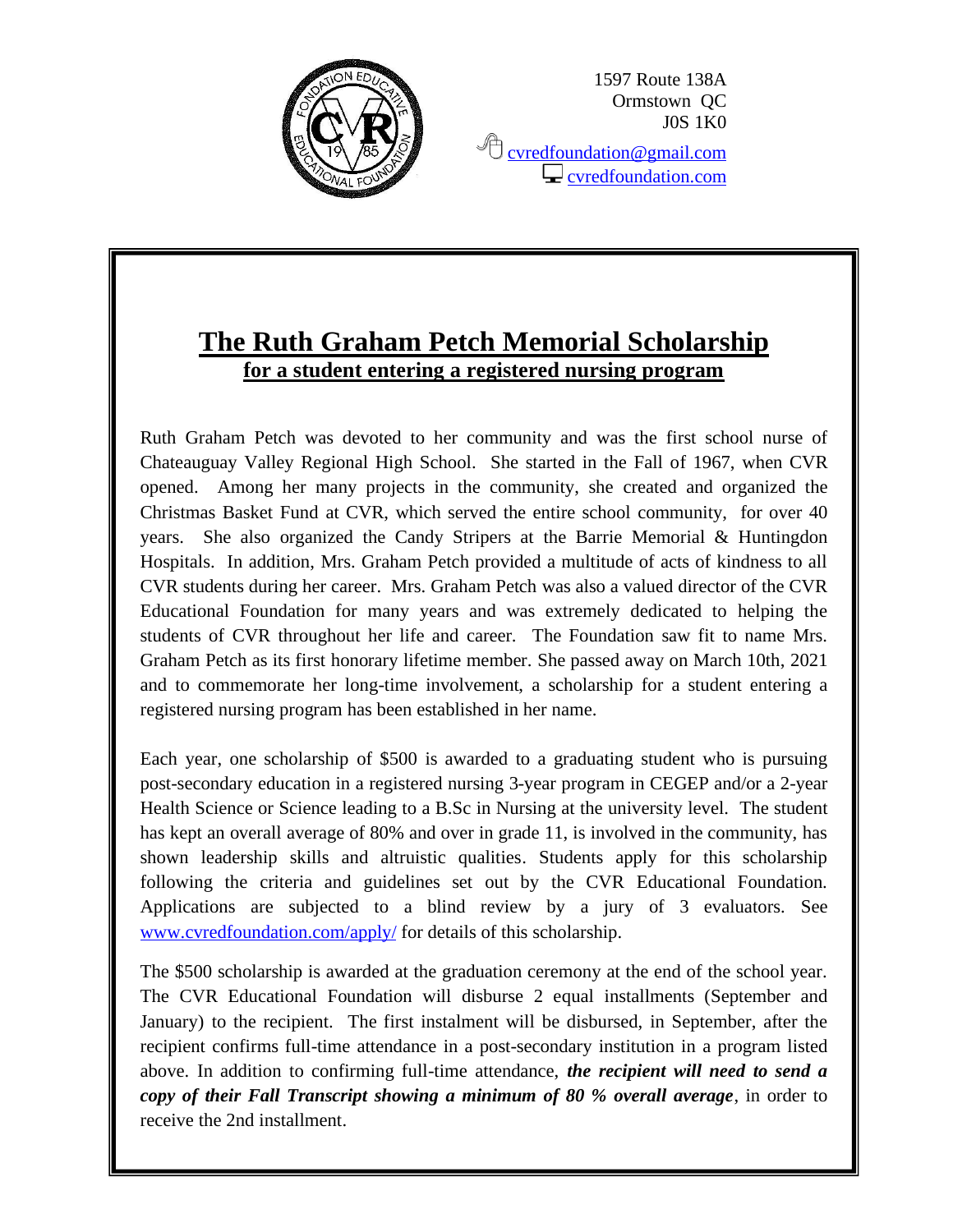1597 Route 138A
Ormstown QC
J0S 1K0

cvredfoundation@gmail.com
cvredfoundation.com

# The Ruth Graham Petch Memorial Scholarship

## for a student entering a registered nursing program

Ruth Graham Petch was devoted to her community and was the first school nurse of Chateauguay Valley Regional High School. She started in the Fall of 1967, when CVR opened. Among her many projects in the community, she created and organized the Christmas Basket Fund at CVR, which served the entire school community, for over 40 years. She also organized the Candy Stripers at the Barrie Memorial & Huntingdon Hospitals. In addition, Mrs. Graham Petch provided a multitude of acts of kindness to all CVR students during her career. Mrs. Graham Petch was also a valued director of the CVR Educational Foundation for many years and was extremely dedicated to helping the students of CVR throughout her life and career. The Foundation saw fit to name Mrs. Graham Petch as its first honorary lifetime member. She passed away on March 10th, 2021 and to commemorate her long-time involvement, a scholarship for a student entering a registered nursing program has been established in her name.

Each year, one scholarship of $500 is awarded to a graduating student who is pursuing post-secondary education in a registered nursing 3-year program in CEGEP and/or a 2-year Health Science or Science leading to a B.Sc in Nursing at the university level. The student has kept an overall average of 80% and over in grade 11, is involved in the community, has shown leadership skills and altruistic qualities. Students apply for this scholarship following the criteria and guidelines set out by the CVR Educational Foundation. Applications are subjected to a blind review by a jury of 3 evaluators. See www.cvredfoundation.com/apply/ for details of this scholarship.

The $500 scholarship is awarded at the graduation ceremony at the end of the school year. The CVR Educational Foundation will disburse 2 equal installments (September and January) to the recipient. The first instalment will be disbursed, in September, after the recipient confirms full-time attendance in a post-secondary institution in a program listed above. In addition to confirming full-time attendance, ***the recipient will need to send a copy of their Fall Transcript showing a minimum of 80 % overall average***, in order to receive the 2nd installment.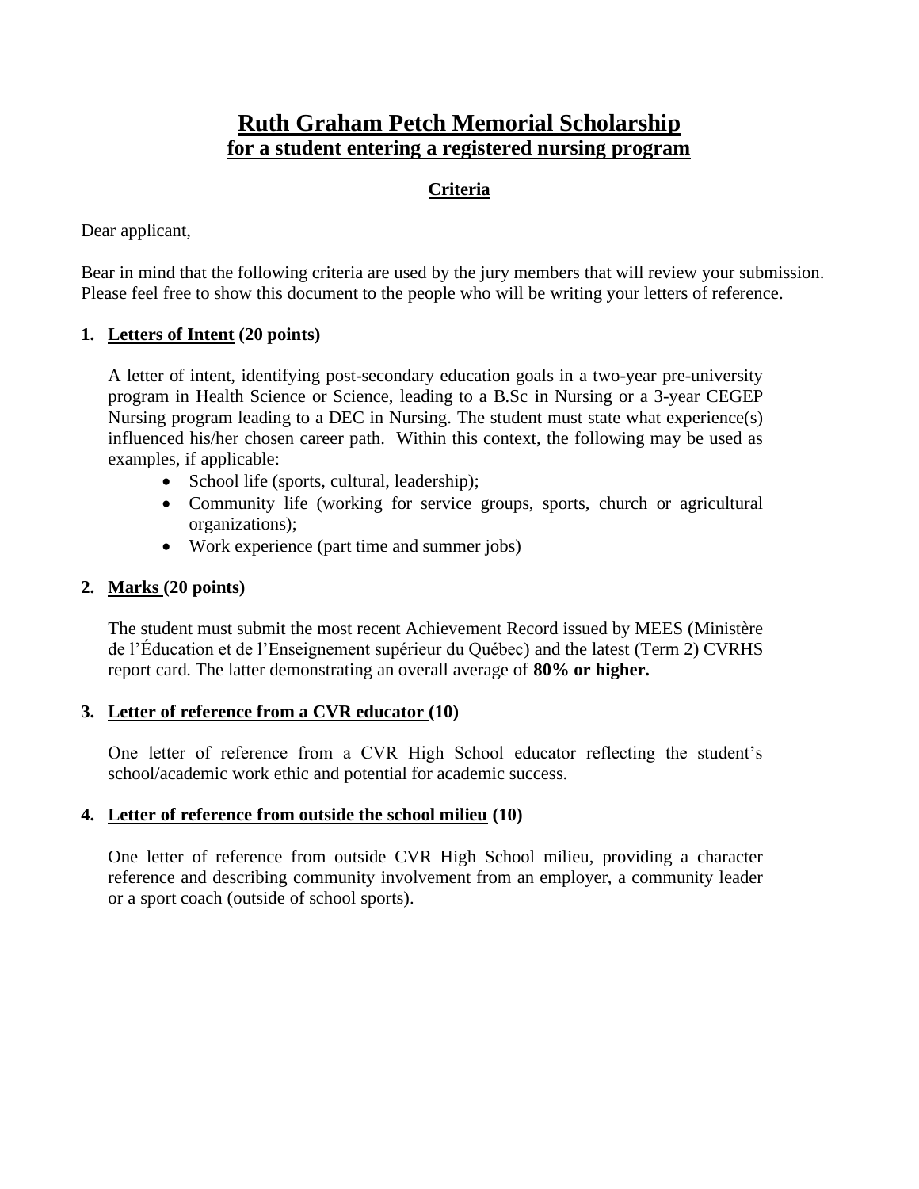# Ruth Graham Petch Memorial Scholarship
## for a student entering a registered nursing program

### Criteria

Dear applicant,

Bear in mind that the following criteria are used by the jury members that will review your submission. Please feel free to show this document to the people who will be writing your letters of reference.

1. **Letters of Intent (20 points)**

   A letter of intent, identifying post-secondary education goals in a two-year pre-university program in Health Science or Science, leading to a B.Sc in Nursing or a 3-year CEGEP Nursing program leading to a DEC in Nursing. The student must state what experience(s) influenced his/her chosen career path. Within this context, the following may be used as examples, if applicable:

   - School life (sports, cultural, leadership);
   - Community life (working for service groups, sports, church or agricultural organizations);
   - Work experience (part time and summer jobs)

2. **Marks (20 points)**

   The student must submit the most recent Achievement Record issued by MEES (Ministère de l'Éducation et de l'Enseignement supérieur du Québec) and the latest (Term 2) CVRHS report card. The latter demonstrating an overall average of **80% or higher.**

3. **Letter of reference from a CVR educator (10)**

   One letter of reference from a CVR High School educator reflecting the student's school/academic work ethic and potential for academic success.

4. **Letter of reference from outside the school milieu (10)**

   One letter of reference from outside CVR High School milieu, providing a character reference and describing community involvement from an employer, a community leader or a sport coach (outside of school sports).